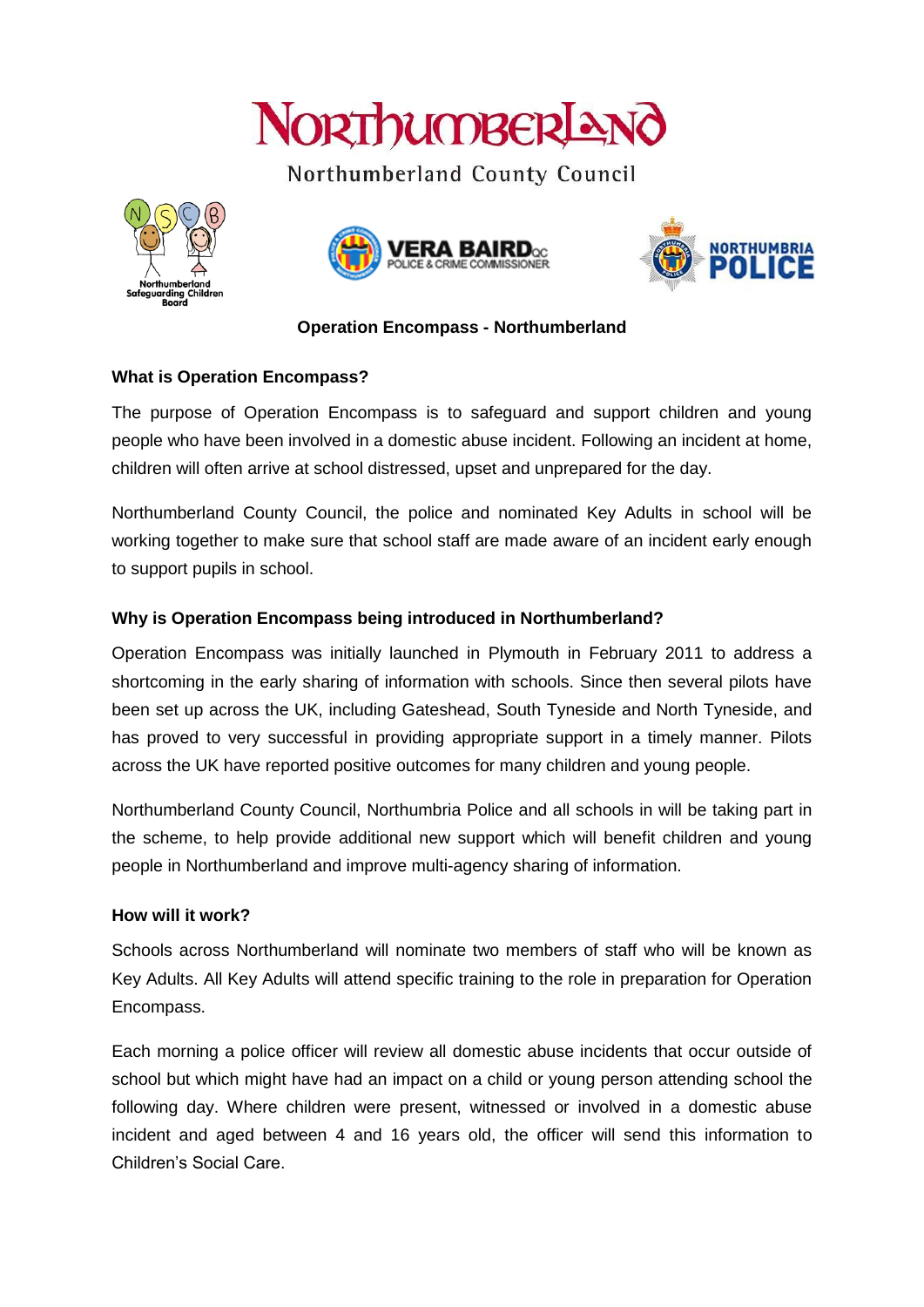Northumberland

Northumberland County Council

Northumberland Safeguarding Children Board

VERA BAIRD QC POLICE & CRIME COMMISSIONER

NORTHUMBRIA POLICE

**Operation Encompass - Northumberland**

**What is Operation Encompass?**

The purpose of Operation Encompass is to safeguard and support children and young people who have been involved in a domestic abuse incident. Following an incident at home, children will often arrive at school distressed, upset and unprepared for the day.

Northumberland County Council, the police and nominated Key Adults in school will be working together to make sure that school staff are made aware of an incident early enough to support pupils in school.

**Why is Operation Encompass being introduced in Northumberland?**

Operation Encompass was initially launched in Plymouth in February 2011 to address a shortcoming in the early sharing of information with schools. Since then several pilots have been set up across the UK, including Gateshead, South Tyneside and North Tyneside, and has proved to very successful in providing appropriate support in a timely manner. Pilots across the UK have reported positive outcomes for many children and young people.

Northumberland County Council, Northumbria Police and all schools in will be taking part in the scheme, to help provide additional new support which will benefit children and young people in Northumberland and improve multi-agency sharing of information.

**How will it work?**

Schools across Northumberland will nominate two members of staff who will be known as Key Adults. All Key Adults will attend specific training to the role in preparation for Operation Encompass.

Each morning a police officer will review all domestic abuse incidents that occur outside of school but which might have had an impact on a child or young person attending school the following day. Where children were present, witnessed or involved in a domestic abuse incident and aged between 4 and 16 years old, the officer will send this information to Children's Social Care.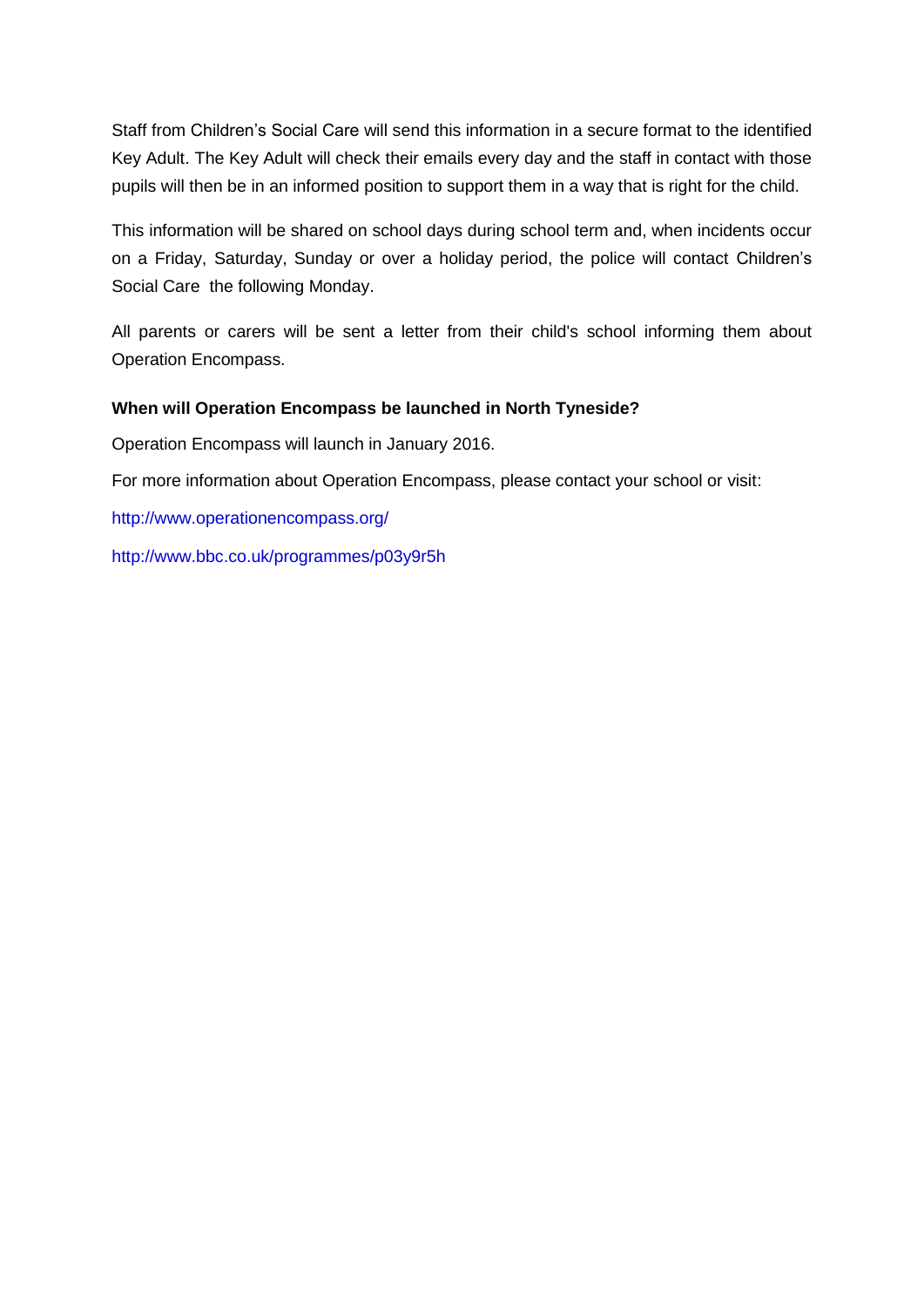Staff from Children's Social Care will send this information in a secure format to the identified Key Adult. The Key Adult will check their emails every day and the staff in contact with those pupils will then be in an informed position to support them in a way that is right for the child.

This information will be shared on school days during school term and, when incidents occur on a Friday, Saturday, Sunday or over a holiday period, the police will contact Children's Social Care the following Monday.

All parents or carers will be sent a letter from their child's school informing them about Operation Encompass.

**When will Operation Encompass be launched in North Tyneside?**

Operation Encompass will launch in January 2016.

For more information about Operation Encompass, please contact your school or visit:

http://www.operationencompass.org/

http://www.bbc.co.uk/programmes/p03y9r5h